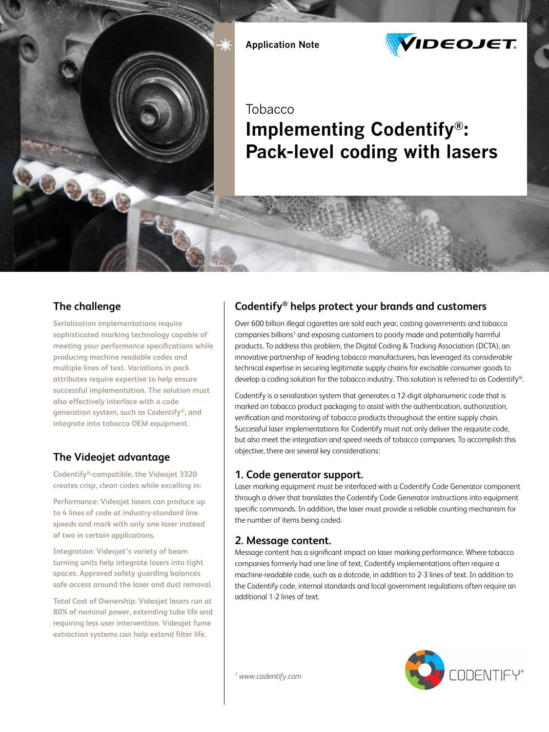Application Note

Tobacco

# Implementing Codentify®: Pack-level coding with lasers

## The challenge

Serialization implementations require sophisticated marking technology capable of meeting your performance specifications while producing machine readable codes and multiple lines of text. Variations in pack attributes require expertise to help ensure successful implementation. The solution must also effectively interface with a code generation system, such as Codentify®, and integrate into tobacco OEM equipment.

## The Videojet advantage

Codentify®-compatible, the Videojet 3320 creates crisp, clean codes while excelling in:

Performance: Videojet lasers can produce up to 4 lines of code at industry-standard line speeds and mark with only one laser instead of two in certain applications.

Integration: Videojet's variety of beam turning units help integrate lasers into tight spaces. Approved safety guarding balances safe access around the laser and dust removal.

Total Cost of Ownership: Videojet lasers run at 80% of nominal power, extending tube life and requiring less user intervention. Videojet fume extraction systems can help extend filter life.

## Codentify® helps protect your brands and customers

Over 600 billion illegal cigarettes are sold each year, costing governments and tobacco companies billions[1] and exposing customers to poorly made and potentially harmful products. To address this problem, the Digital Coding & Tracking Association (DCTA), an innovative partnership of leading tobacco manufacturers, has leveraged its considerable technical expertise in securing legitimate supply chains for excisable consumer goods to develop a coding solution for the tobacco industry. This solution is referred to as Codentify®.

Codentify is a serialization system that generates a 12-digit alphanumeric code that is marked on tobacco product packaging to assist with the authentication, authorization, verification and monitoring of tobacco products throughout the entire supply chain. Successful laser implementations for Codentify must not only deliver the requisite code, but also meet the integration and speed needs of tobacco companies. To accomplish this objective, there are several key considerations:

### 1. Code generator support.

Laser marking equipment must be interfaced with a Codentify Code Generator component through a driver that translates the Codentify Code Generator instructions into equipment specific commands. In addition, the laser must provide a reliable counting mechanism for the number of items being coded.

### 2. Message content.

Message content has a significant impact on laser marking performance. Where tobacco companies formerly had one line of text, Codentify implementations often require a machine-readable code, such as a dotcode, in addition to 2-3 lines of text. In addition to the Codentify code, internal standards and local government regulations often require an additional 1-2 lines of text.

[1] *www.codentify.com*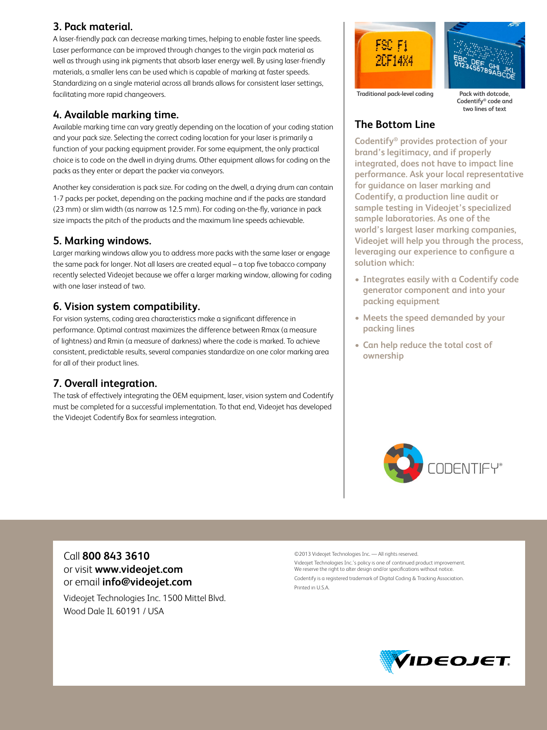## 3. Pack material.

A laser-friendly pack can decrease marking times, helping to enable faster line speeds. Laser performance can be improved through changes to the virgin pack material as well as through using ink pigments that absorb laser energy well. By using laser-friendly materials, a smaller lens can be used which is capable of marking at faster speeds. Standardizing on a single material across all brands allows for consistent laser settings, facilitating more rapid changeovers.

## 4. Available marking time.

Available marking time can vary greatly depending on the location of your coding station and your pack size. Selecting the correct coding location for your laser is primarily a function of your packing equipment provider. For some equipment, the only practical choice is to code on the dwell in drying drums. Other equipment allows for coding on the packs as they enter or depart the packer via conveyors.

Another key consideration is pack size. For coding on the dwell, a drying drum can contain 1-7 packs per pocket, depending on the packing machine and if the packs are standard (23 mm) or slim width (as narrow as 12.5 mm). For coding on-the-fly, variance in pack size impacts the pitch of the products and the maximum line speeds achievable.

## 5. Marking windows.

Larger marking windows allow you to address more packs with the same laser or engage the same pack for longer. Not all lasers are created equal – a top five tobacco company recently selected Videojet because we offer a larger marking window, allowing for coding with one laser instead of two.

## 6. Vision system compatibility.

For vision systems, coding area characteristics make a significant difference in performance. Optimal contrast maximizes the difference between Rmax (a measure of lightness) and Rmin (a measure of darkness) where the code is marked. To achieve consistent, predictable results, several companies standardize on one color marking area for all of their product lines.

## 7. Overall integration.

The task of effectively integrating the OEM equipment, laser, vision system and Codentify must be completed for a successful implementation. To that end, Videojet has developed the Videojet Codentify Box for seamless integration.

Traditional pack-level coding

Pack with dotcode, Codentify® code and two lines of text

## The Bottom Line

Codentify® provides protection of your brand's legitimacy, and if properly integrated, does not have to impact line performance. Ask your local representative for guidance on laser marking and Codentify, a production line audit or sample testing in Videojet's specialized sample laboratories. As one of the world's largest laser marking companies, Videojet will help you through the process, leveraging our experience to configure a solution which:

- Integrates easily with a Codentify code generator component and into your packing equipment
- Meets the speed demanded by your packing lines
- Can help reduce the total cost of ownership

Call **800 843 3610**
or visit **www.videojet.com**
or email **info@videojet.com**

Videojet Technologies Inc. 1500 Mittel Blvd.
Wood Dale IL 60191 / USA

©2013 Videojet Technologies Inc. — All rights reserved.

Videojet Technologies Inc.'s policy is one of continued product improvement. We reserve the right to alter design and/or specifications without notice.

Codentify is a registered trademark of Digital Coding & Tracking Association.

Printed in U.S.A.